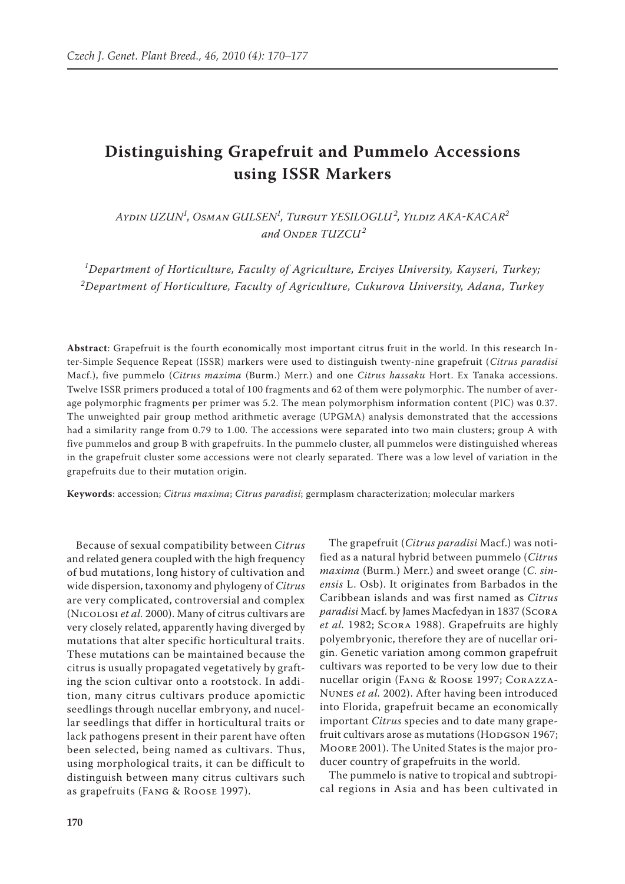# Distinguishing Grapefruit and Pummelo Accessions using ISSR Markers

*Aydin UZUN[1], Osman GULSEN[1], Turgut YESILOGLU[2], Yildiz AKA-KACAR[2] and Onder TUZCU[2]*

*[1]Department of Horticulture, Faculty of Agriculture, Erciyes University, Kayseri, Turkey;*
*[2]Department of Horticulture, Faculty of Agriculture, Cukurova University, Adana, Turkey*

**Abstract**: Grapefruit is the fourth economically most important citrus fruit in the world. In this research Inter-Simple Sequence Repeat (ISSR) markers were used to distinguish twenty-nine grapefruit (*Citrus paradisi* Macf.), five pummelo (*Citrus maxima* (Burm.) Merr.) and one *Citrus hassaku* Hort. Ex Tanaka accessions. Twelve ISSR primers produced a total of 100 fragments and 62 of them were polymorphic. The number of average polymorphic fragments per primer was 5.2. The mean polymorphism information content (PIC) was 0.37. The unweighted pair group method arithmetic average (UPGMA) analysis demonstrated that the accessions had a similarity range from 0.79 to 1.00. The accessions were separated into two main clusters; group A with five pummelos and group B with grapefruits. In the pummelo cluster, all pummelos were distinguished whereas in the grapefruit cluster some accessions were not clearly separated. There was a low level of variation in the grapefruits due to their mutation origin.

**Keywords**: accession; *Citrus maxima*; *Citrus paradisi*; germplasm characterization; molecular markers

Because of sexual compatibility between *Citrus* and related genera coupled with the high frequency of bud mutations, long history of cultivation and wide dispersion, taxonomy and phylogeny of *Citrus* are very complicated, controversial and complex (Nicolosi *et al.* 2000). Many of citrus cultivars are very closely related, apparently having diverged by mutations that alter specific horticultural traits. These mutations can be maintained because the citrus is usually propagated vegetatively by grafting the scion cultivar onto a rootstock. In addition, many citrus cultivars produce apomictic seedlings through nucellar embryony, and nucellar seedlings that differ in horticultural traits or lack pathogens present in their parent have often been selected, being named as cultivars. Thus, using morphological traits, it can be difficult to distinguish between many citrus cultivars such as grapefruits (Fang & Roose 1997).

The grapefruit (*Citrus paradisi* Macf.) was notified as a natural hybrid between pummelo (*Citrus maxima* (Burm.) Merr.) and sweet orange (*C. sinensis* L. Osb). It originates from Barbados in the Caribbean islands and was first named as *Citrus paradisi* Macf. by James Macfedyan in 1837 (Scora *et al.* 1982; Scora 1988). Grapefruits are highly polyembryonic, therefore they are of nucellar origin. Genetic variation among common grapefruit cultivars was reported to be very low due to their nucellar origin (Fang & Roose 1997; Corazza-Nunes *et al.* 2002). After having been introduced into Florida, grapefruit became an economically important *Citrus* species and to date many grapefruit cultivars arose as mutations (Hodgson 1967; Moore 2001). The United States is the major producer country of grapefruits in the world.

The pummelo is native to tropical and subtropical regions in Asia and has been cultivated in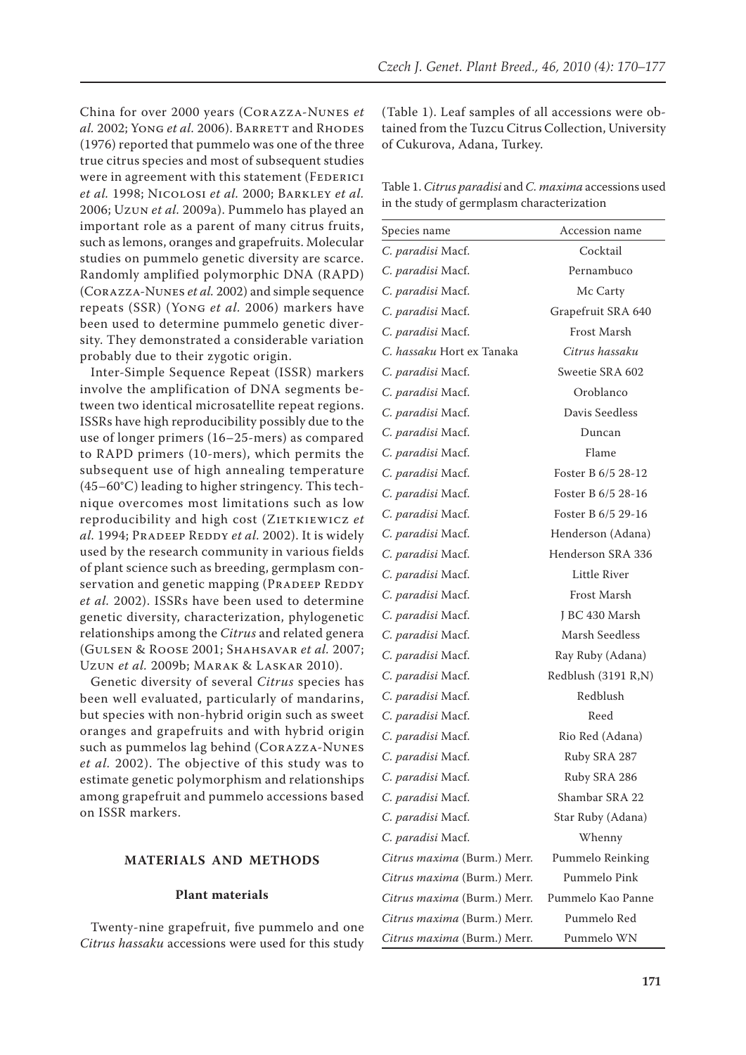China for over 2000 years (Corazza-Nunes *et al.* 2002; Yong *et al.* 2006). Barrett and Rhodes (1976) reported that pummelo was one of the three true citrus species and most of subsequent studies were in agreement with this statement (Federici *et al.* 1998; Nicolosi *et al.* 2000; Barkley *et al.* 2006; Uzun *et al.* 2009a). Pummelo has played an important role as a parent of many citrus fruits, such as lemons, oranges and grapefruits. Molecular studies on pummelo genetic diversity are scarce. Randomly amplified polymorphic DNA (RAPD) (Corazza-Nunes *et al.* 2002) and simple sequence repeats (SSR) (Yong *et al.* 2006) markers have been used to determine pummelo genetic diversity. They demonstrated a considerable variation probably due to their zygotic origin.

Inter-Simple Sequence Repeat (ISSR) markers involve the amplification of DNA segments between two identical microsatellite repeat regions. ISSRs have high reproducibility possibly due to the use of longer primers (16–25-mers) as compared to RAPD primers (10-mers), which permits the subsequent use of high annealing temperature (45–60°C) leading to higher stringency. This technique overcomes most limitations such as low reproducibility and high cost (Zietkiewicz *et al.* 1994; Pradeep Reddy *et al.* 2002). It is widely used by the research community in various fields of plant science such as breeding, germplasm conservation and genetic mapping (Pradeep Reddy *et al.* 2002). ISSRs have been used to determine genetic diversity, characterization, phylogenetic relationships among the *Citrus* and related genera (Gulsen & Roose 2001; Shahsavar *et al.* 2007; Uzun *et al.* 2009b; Marak & Laskar 2010).

Genetic diversity of several *Citrus* species has been well evaluated, particularly of mandarins, but species with non-hybrid origin such as sweet oranges and grapefruits and with hybrid origin such as pummelos lag behind (Corazza-Nunes *et al.* 2002). The objective of this study was to estimate genetic polymorphism and relationships among grapefruit and pummelo accessions based on ISSR markers.

## MATERIALS AND METHODS

### Plant materials

Twenty-nine grapefruit, five pummelo and one *Citrus hassaku* accessions were used for this study (Table 1). Leaf samples of all accessions were obtained from the Tuzcu Citrus Collection, University of Cukurova, Adana, Turkey.

Table 1. *Citrus paradisi* and *C. maxima* accessions used in the study of germplasm characterization

| Species name | Accession name |
|---|---|
| *C. paradisi* Macf. | Cocktail |
| *C. paradisi* Macf. | Pernambuco |
| *C. paradisi* Macf. | Mc Carty |
| *C. paradisi* Macf. | Grapefruit SRA 640 |
| *C. paradisi* Macf. | Frost Marsh |
| *C. hassaku* Hort ex Tanaka | *Citrus hassaku* |
| *C. paradisi* Macf. | Sweetie SRA 602 |
| *C. paradisi* Macf. | Oroblanco |
| *C. paradisi* Macf. | Davis Seedless |
| *C. paradisi* Macf. | Duncan |
| *C. paradisi* Macf. | Flame |
| *C. paradisi* Macf. | Foster B 6/5 28-12 |
| *C. paradisi* Macf. | Foster B 6/5 28-16 |
| *C. paradisi* Macf. | Foster B 6/5 29-16 |
| *C. paradisi* Macf. | Henderson (Adana) |
| *C. paradisi* Macf. | Henderson SRA 336 |
| *C. paradisi* Macf. | Little River |
| *C. paradisi* Macf. | Frost Marsh |
| *C. paradisi* Macf. | J BC 430 Marsh |
| *C. paradisi* Macf. | Marsh Seedless |
| *C. paradisi* Macf. | Ray Ruby (Adana) |
| *C. paradisi* Macf. | Redblush (3191 R,N) |
| *C. paradisi* Macf. | Redblush |
| *C. paradisi* Macf. | Reed |
| *C. paradisi* Macf. | Rio Red (Adana) |
| *C. paradisi* Macf. | Ruby SRA 287 |
| *C. paradisi* Macf. | Ruby SRA 286 |
| *C. paradisi* Macf. | Shambar SRA 22 |
| *C. paradisi* Macf. | Star Ruby (Adana) |
| *C. paradisi* Macf. | Whenny |
| *Citrus maxima* (Burm.) Merr. | Pummelo Reinking |
| *Citrus maxima* (Burm.) Merr. | Pummelo Pink |
| *Citrus maxima* (Burm.) Merr. | Pummelo Kao Panne |
| *Citrus maxima* (Burm.) Merr. | Pummelo Red |
| *Citrus maxima* (Burm.) Merr. | Pummelo WN |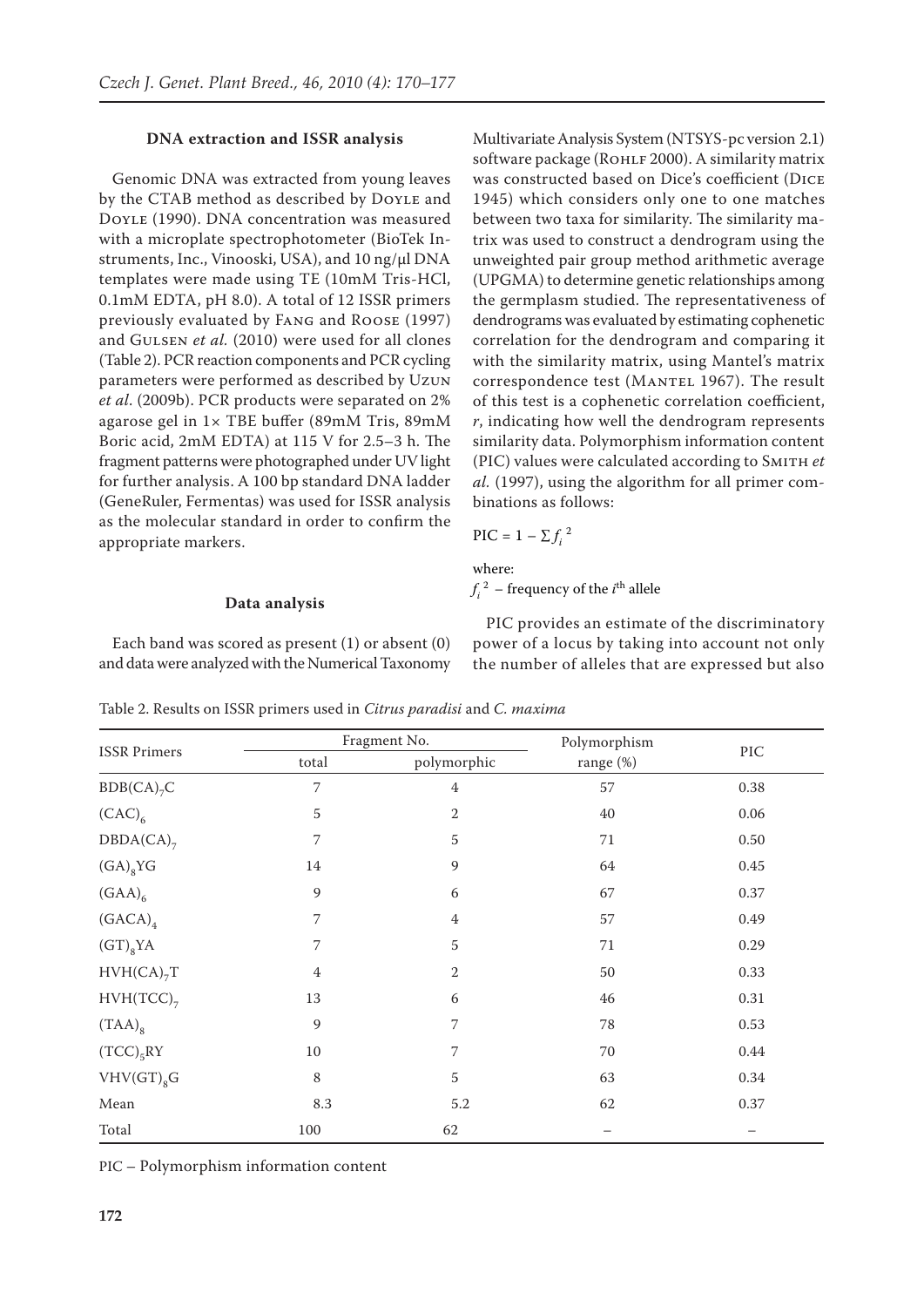### DNA extraction and ISSR analysis

Genomic DNA was extracted from young leaves by the CTAB method as described by Doyle and Doyle (1990). DNA concentration was measured with a microplate spectrophotometer (BioTek Instruments, Inc., Vinooski, USA), and 10 ng/μl DNA templates were made using TE (10mM Tris-HCl, 0.1mM EDTA, pH 8.0). A total of 12 ISSR primers previously evaluated by Fang and Roose (1997) and Gulsen *et al.* (2010) were used for all clones (Table 2). PCR reaction components and PCR cycling parameters were performed as described by Uzun *et al*. (2009b). PCR products were separated on 2% agarose gel in 1× TBE buffer (89mM Tris, 89mM Boric acid, 2mM EDTA) at 115 V for 2.5–3 h. The fragment patterns were photographed under UV light for further analysis. A 100 bp standard DNA ladder (GeneRuler, Fermentas) was used for ISSR analysis as the molecular standard in order to confirm the appropriate markers.

### Data analysis

Each band was scored as present (1) or absent (0) and data were analyzed with the Numerical Taxonomy Multivariate Analysis System (NTSYS-pc version 2.1) software package (Rohlf 2000). A similarity matrix was constructed based on Dice's coefficient (Dice 1945) which considers only one to one matches between two taxa for similarity. The similarity matrix was used to construct a dendrogram using the unweighted pair group method arithmetic average (UPGMA) to determine genetic relationships among the germplasm studied. The representativeness of dendrograms was evaluated by estimating cophenetic correlation for the dendrogram and comparing it with the similarity matrix, using Mantel's matrix correspondence test (Mantel 1967). The result of this test is a cophenetic correlation coefficient, *r*, indicating how well the dendrogram represents similarity data. Polymorphism information content (PIC) values were calculated according to Smith *et al.* (1997), using the algorithm for all primer combinations as follows:

$$\text{PIC} = 1 - \sum f_i^{\,2}$$

where:

$f_i^{\,2}$ – frequency of the $i^{\text{th}}$ allele

PIC provides an estimate of the discriminatory power of a locus by taking into account not only the number of alleles that are expressed but also

Table 2. Results on ISSR primers used in *Citrus paradisi* and *C. maxima*

| ISSR Primers | Fragment No. | | Polymorphism | PIC |
|---|---|---|---|---|
| | total | polymorphic | range (%) | |
| $BDB(CA)_7C$ | 7 | 4 | 57 | 0.38 |
| $(CAC)_6$ | 5 | 2 | 40 | 0.06 |
| $DBDA(CA)_7$ | 7 | 5 | 71 | 0.50 |
| $(GA)_8YG$ | 14 | 9 | 64 | 0.45 |
| $(GAA)_6$ | 9 | 6 | 67 | 0.37 |
| $(GACA)_4$ | 7 | 4 | 57 | 0.49 |
| $(GT)_8YA$ | 7 | 5 | 71 | 0.29 |
| $HVH(CA)_7T$ | 4 | 2 | 50 | 0.33 |
| $HVH(TCC)_7$ | 13 | 6 | 46 | 0.31 |
| $(TAA)_8$ | 9 | 7 | 78 | 0.53 |
| $(TCC)_5RY$ | 10 | 7 | 70 | 0.44 |
| $VHV(GT)_8G$ | 8 | 5 | 63 | 0.34 |
| Mean | 8.3 | 5.2 | 62 | 0.37 |
| Total | 100 | 62 | – | – |

PIC – Polymorphism information content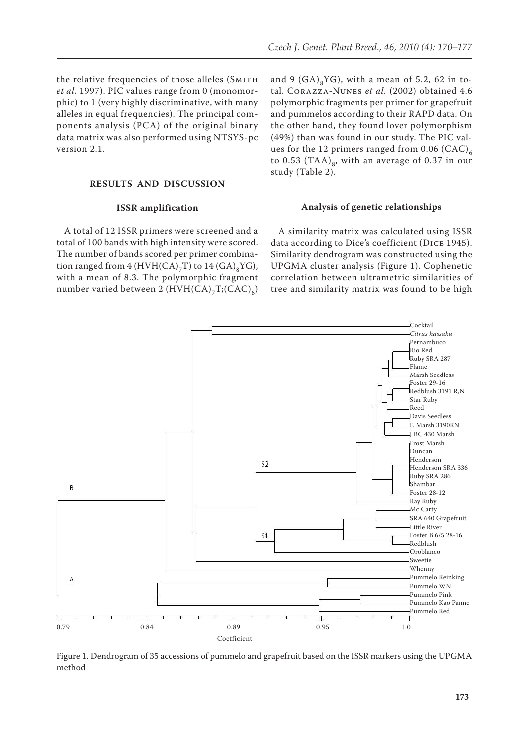the relative frequencies of those alleles (Smith *et al.* 1997). PIC values range from 0 (monomorphic) to 1 (very highly discriminative, with many alleles in equal frequencies). The principal components analysis (PCA) of the original binary data matrix was also performed using NTSYS-pc version 2.1.

## RESULTS AND DISCUSSION

### ISSR amplification

A total of 12 ISSR primers were screened and a total of 100 bands with high intensity were scored. The number of bands scored per primer combination ranged from 4 (HVH$(CA)_7$T) to 14 $(GA)_8$YG), with a mean of 8.3. The polymorphic fragment number varied between 2 (HVH$(CA)_7$T;$(CAC)_6$) and 9 $(GA)_8$YG), with a mean of 5.2, 62 in total. Corazza-Nunes *et al.* (2002) obtained 4.6 polymorphic fragments per primer for grapefruit and pummelos according to their RAPD data. On the other hand, they found lover polymorphism (49%) than was found in our study. The PIC values for the 12 primers ranged from 0.06 $(CAC)_6$ to 0.53 $(TAA)_8$, with an average of 0.37 in our study (Table 2).

### Analysis of genetic relationships

A similarity matrix was calculated using ISSR data according to Dice's coefficient (Dice 1945). Similarity dendrogram was constructed using the UPGMA cluster analysis (Figure 1). Cophenetic correlation between ultrametric similarities of tree and similarity matrix was found to be high

Figure 1. Dendrogram of 35 accessions of pummelo and grapefruit based on the ISSR markers using the UPGMA method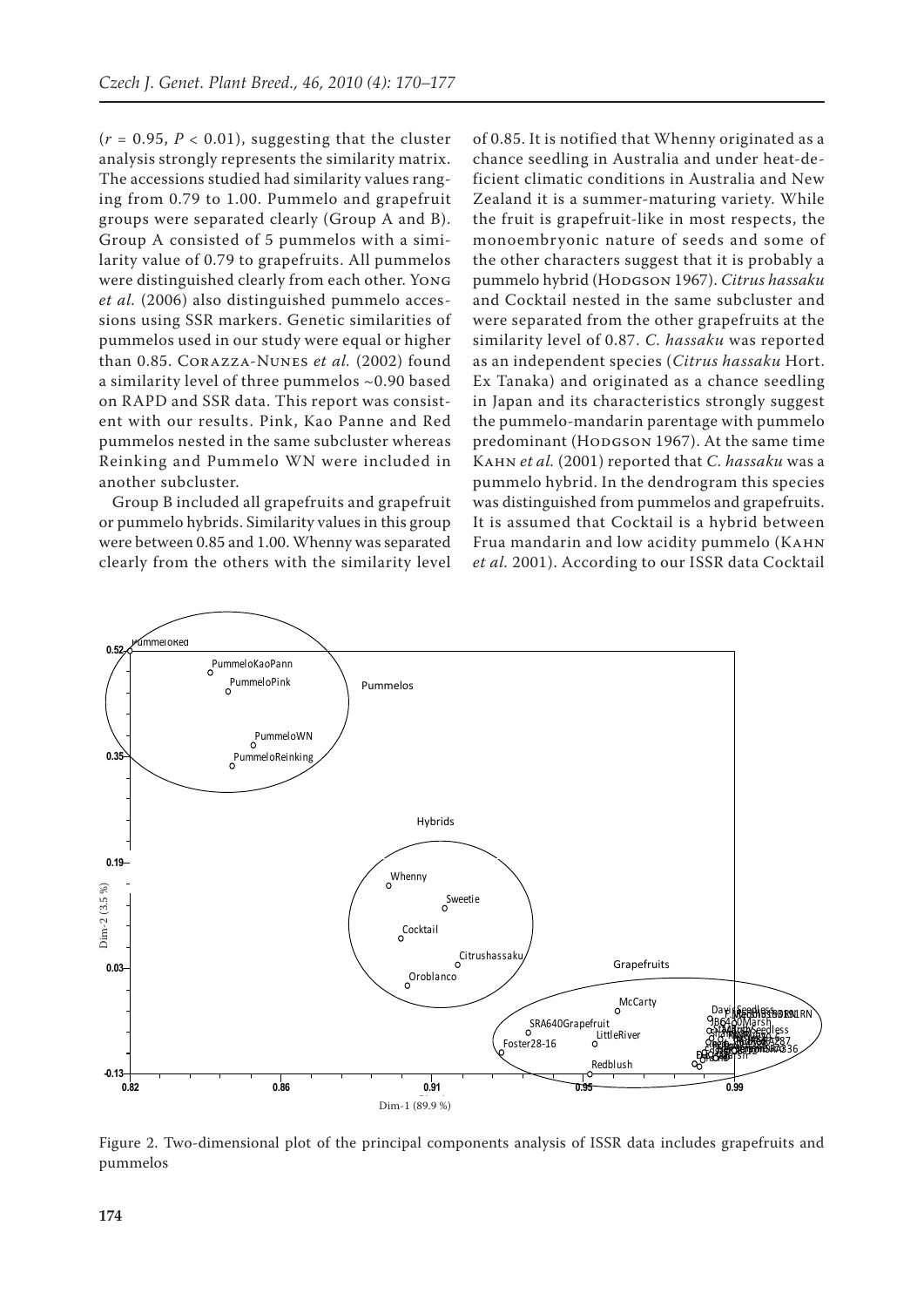($r = 0.95$, $P < 0.01$), suggesting that the cluster analysis strongly represents the similarity matrix. The accessions studied had similarity values ranging from 0.79 to 1.00. Pummelo and grapefruit groups were separated clearly (Group A and B). Group A consisted of 5 pummelos with a similarity value of 0.79 to grapefruits. All pummelos were distinguished clearly from each other. Yong *et al.* (2006) also distinguished pummelo accessions using SSR markers. Genetic similarities of pummelos used in our study were equal or higher than 0.85. Corazza-Nunes *et al.* (2002) found a similarity level of three pummelos ~0.90 based on RAPD and SSR data. This report was consistent with our results. Pink, Kao Panne and Red pummelos nested in the same subcluster whereas Reinking and Pummelo WN were included in another subcluster.

Group B included all grapefruits and grapefruit or pummelo hybrids. Similarity values in this group were between 0.85 and 1.00. Whenny was separated clearly from the others with the similarity level of 0.85. It is notified that Whenny originated as a chance seedling in Australia and under heat-deficient climatic conditions in Australia and New Zealand it is a summer-maturing variety. While the fruit is grapefruit-like in most respects, the monoembryonic nature of seeds and some of the other characters suggest that it is probably a pummelo hybrid (Hodgson 1967). *Citrus hassaku* and Cocktail nested in the same subcluster and were separated from the other grapefruits at the similarity level of 0.87. *C. hassaku* was reported as an independent species (*Citrus hassaku* Hort. Ex Tanaka) and originated as a chance seedling in Japan and its characteristics strongly suggest the pummelo-mandarin parentage with pummelo predominant (Hodgson 1967). At the same time Kahn *et al.* (2001) reported that *C. hassaku* was a pummelo hybrid. In the dendrogram this species was distinguished from pummelos and grapefruits. It is assumed that Cocktail is a hybrid between Frua mandarin and low acidity pummelo (Kahn *et al.* 2001). According to our ISSR data Cocktail

Figure 2. Two-dimensional plot of the principal components analysis of ISSR data includes grapefruits and pummelos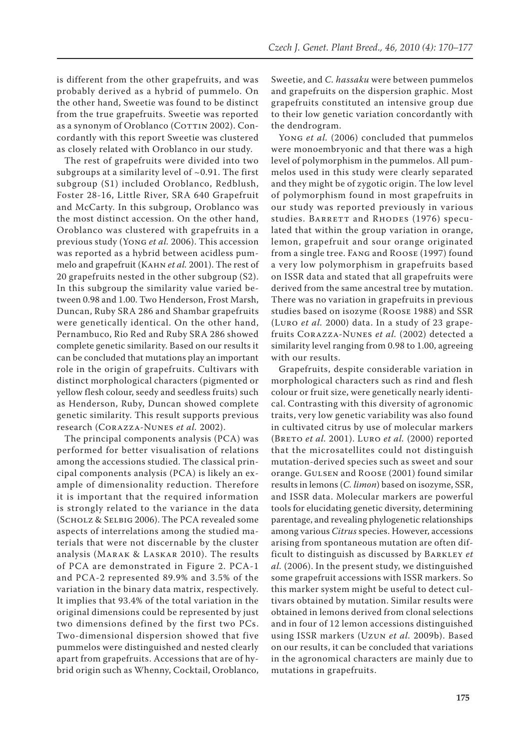is different from the other grapefruits, and was probably derived as a hybrid of pummelo. On the other hand, Sweetie was found to be distinct from the true grapefruits. Sweetie was reported as a synonym of Oroblanco (Cottin 2002). Concordantly with this report Sweetie was clustered as closely related with Oroblanco in our study.

The rest of grapefruits were divided into two subgroups at a similarity level of ~0.91. The first subgroup (S1) included Oroblanco, Redblush, Foster 28-16, Little River, SRA 640 Grapefruit and McCarty. In this subgroup, Oroblanco was the most distinct accession. On the other hand, Oroblanco was clustered with grapefruits in a previous study (Yong *et al.* 2006). This accession was reported as a hybrid between acidless pummelo and grapefruit (Kahn *et al.* 2001). The rest of 20 grapefruits nested in the other subgroup (S2). In this subgroup the similarity value varied between 0.98 and 1.00. Two Henderson, Frost Marsh, Duncan, Ruby SRA 286 and Shambar grapefruits were genetically identical. On the other hand, Pernambuco, Rio Red and Ruby SRA 286 showed complete genetic similarity. Based on our results it can be concluded that mutations play an important role in the origin of grapefruits. Cultivars with distinct morphological characters (pigmented or yellow flesh colour, seedy and seedless fruits) such as Henderson, Ruby, Duncan showed complete genetic similarity. This result supports previous research (Corazza-Nunes *et al.* 2002).

The principal components analysis (PCA) was performed for better visualisation of relations among the accessions studied. The classical principal components analysis (PCA) is likely an example of dimensionality reduction. Therefore it is important that the required information is strongly related to the variance in the data (Scholz & Selbig 2006). The PCA revealed some aspects of interrelations among the studied materials that were not discernable by the cluster analysis (Marak & Laskar 2010). The results of PCA are demonstrated in Figure 2. PCA-1 and PCA-2 represented 89.9% and 3.5% of the variation in the binary data matrix, respectively. It implies that 93.4% of the total variation in the original dimensions could be represented by just two dimensions defined by the first two PCs. Two-dimensional dispersion showed that five pummelos were distinguished and nested clearly apart from grapefruits. Accessions that are of hybrid origin such as Whenny, Cocktail, Oroblanco, Sweetie, and *C. hassaku* were between pummelos and grapefruits on the dispersion graphic. Most grapefruits constituted an intensive group due to their low genetic variation concordantly with the dendrogram.

Yong *et al.* (2006) concluded that pummelos were monoembryonic and that there was a high level of polymorphism in the pummelos. All pummelos used in this study were clearly separated and they might be of zygotic origin. The low level of polymorphism found in most grapefruits in our study was reported previously in various studies. Barrett and Rhodes (1976) speculated that within the group variation in orange, lemon, grapefruit and sour orange originated from a single tree. Fang and Roose (1997) found a very low polymorphism in grapefruits based on ISSR data and stated that all grapefruits were derived from the same ancestral tree by mutation. There was no variation in grapefruits in previous studies based on isozyme (Roose 1988) and SSR (Luro *et al.* 2000) data. In a study of 23 grapefruits Corazza-Nunes *et al.* (2002) detected a similarity level ranging from 0.98 to 1.00, agreeing with our results.

Grapefruits, despite considerable variation in morphological characters such as rind and flesh colour or fruit size, were genetically nearly identical. Contrasting with this diversity of agronomic traits, very low genetic variability was also found in cultivated citrus by use of molecular markers (Breto *et al.* 2001). Luro *et al.* (2000) reported that the microsatellites could not distinguish mutation-derived species such as sweet and sour orange. Gulsen and Roose (2001) found similar results in lemons (*C. limon*) based on isozyme, SSR, and ISSR data. Molecular markers are powerful tools for elucidating genetic diversity, determining parentage, and revealing phylogenetic relationships among various *Citrus* species. However, accessions arising from spontaneous mutation are often difficult to distinguish as discussed by Barkley *et al.* (2006). In the present study, we distinguished some grapefruit accessions with ISSR markers. So this marker system might be useful to detect cultivars obtained by mutation. Similar results were obtained in lemons derived from clonal selections and in four of 12 lemon accessions distinguished using ISSR markers (Uzun *et al.* 2009b). Based on our results, it can be concluded that variations in the agronomical characters are mainly due to mutations in grapefruits.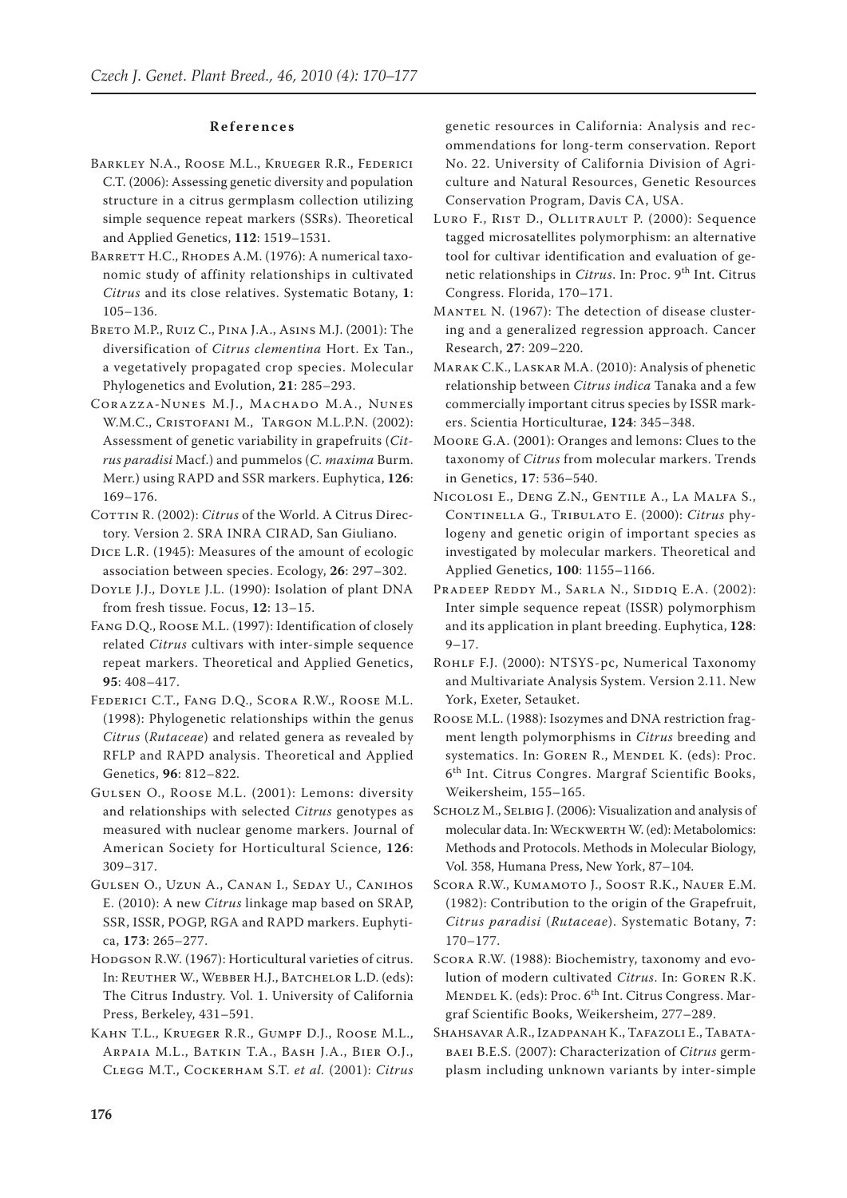## References

Barkley N.A., Roose M.L., Krueger R.R., Federici C.T. (2006): Assessing genetic diversity and population structure in a citrus germplasm collection utilizing simple sequence repeat markers (SSRs). Theoretical and Applied Genetics, **112**: 1519–1531.

Barrett H.C., Rhodes A.M. (1976): A numerical taxonomic study of affinity relationships in cultivated *Citrus* and its close relatives. Systematic Botany, **1**: 105–136.

Breto M.P., Ruiz C., Pina J.A., Asins M.J. (2001): The diversification of *Citrus clementina* Hort. Ex Tan., a vegetatively propagated crop species. Molecular Phylogenetics and Evolution, **21**: 285–293.

Corazza-Nunes M.J., Machado M.A., Nunes W.M.C., Cristofani M., Targon M.L.P.N. (2002): Assessment of genetic variability in grapefruits (*Citrus paradisi* Macf.) and pummelos (*C. maxima* Burm. Merr.) using RAPD and SSR markers. Euphytica, **126**: 169–176.

Cottin R. (2002): *Citrus* of the World. A Citrus Directory. Version 2. SRA INRA CIRAD, San Giuliano.

Dice L.R. (1945): Measures of the amount of ecologic association between species. Ecology, **26**: 297–302.

Doyle J.J., Doyle J.L. (1990): Isolation of plant DNA from fresh tissue. Focus, **12**: 13–15.

Fang D.Q., Roose M.L. (1997): Identification of closely related *Citrus* cultivars with inter-simple sequence repeat markers. Theoretical and Applied Genetics, **95**: 408–417.

Federici C.T., Fang D.Q., Scora R.W., Roose M.L. (1998): Phylogenetic relationships within the genus *Citrus* (*Rutaceae*) and related genera as revealed by RFLP and RAPD analysis. Theoretical and Applied Genetics, **96**: 812–822.

Gulsen O., Roose M.L. (2001): Lemons: diversity and relationships with selected *Citrus* genotypes as measured with nuclear genome markers. Journal of American Society for Horticultural Science, **126**: 309–317.

Gulsen O., Uzun A., Canan I., Seday U., Canihos E. (2010): A new *Citrus* linkage map based on SRAP, SSR, ISSR, POGP, RGA and RAPD markers. Euphytica, **173**: 265–277.

Hodgson R.W. (1967): Horticultural varieties of citrus. In: Reuther W., Webber H.J., Batchelor L.D. (eds): The Citrus Industry. Vol. 1. University of California Press, Berkeley, 431–591.

Kahn T.L., Krueger R.R., Gumpf D.J., Roose M.L., Arpaia M.L., Batkin T.A., Bash J.A., Bier O.J., Clegg M.T., Cockerham S.T. *et al.* (2001): *Citrus* genetic resources in California: Analysis and recommendations for long-term conservation. Report No. 22. University of California Division of Agriculture and Natural Resources, Genetic Resources Conservation Program, Davis CA, USA.

Luro F., Rist D., Ollitrault P. (2000): Sequence tagged microsatellites polymorphism: an alternative tool for cultivar identification and evaluation of genetic relationships in *Citrus*. In: Proc. 9th Int. Citrus Congress. Florida, 170–171.

Mantel N. (1967): The detection of disease clustering and a generalized regression approach. Cancer Research, **27**: 209–220.

Marak C.K., Laskar M.A. (2010): Analysis of phenetic relationship between *Citrus indica* Tanaka and a few commercially important citrus species by ISSR markers. Scientia Horticulturae, **124**: 345–348.

Moore G.A. (2001): Oranges and lemons: Clues to the taxonomy of *Citrus* from molecular markers. Trends in Genetics, **17**: 536–540.

Nicolosi E., Deng Z.N., Gentile A., La Malfa S., Continella G., Tribulato E. (2000): *Citrus* phylogeny and genetic origin of important species as investigated by molecular markers. Theoretical and Applied Genetics, **100**: 1155–1166.

Pradeep Reddy M., Sarla N., Siddiq E.A. (2002): Inter simple sequence repeat (ISSR) polymorphism and its application in plant breeding. Euphytica, **128**: 9–17.

Rohlf F.J. (2000): NTSYS-pc, Numerical Taxonomy and Multivariate Analysis System. Version 2.11. New York, Exeter, Setauket.

Roose M.L. (1988): Isozymes and DNA restriction fragment length polymorphisms in *Citrus* breeding and systematics. In: Goren R., Mendel K. (eds): Proc. 6th Int. Citrus Congres. Margraf Scientific Books, Weikersheim, 155–165.

Scholz M., Selbig J. (2006): Visualization and analysis of molecular data. In: Weckwerth W. (ed): Metabolomics: Methods and Protocols. Methods in Molecular Biology, Vol. 358, Humana Press, New York, 87–104.

Scora R.W., Kumamoto J., Soost R.K., Nauer E.M. (1982): Contribution to the origin of the Grapefruit, *Citrus paradisi* (*Rutaceae*). Systematic Botany, **7**: 170–177.

Scora R.W. (1988): Biochemistry, taxonomy and evolution of modern cultivated *Citrus*. In: Goren R.K. Mendel K. (eds): Proc. 6th Int. Citrus Congress. Margraf Scientific Books, Weikersheim, 277–289.

Shahsavar A.R., Izadpanah K., Tafazoli E., Tabatabaei B.E.S. (2007): Characterization of *Citrus* germplasm including unknown variants by inter-simple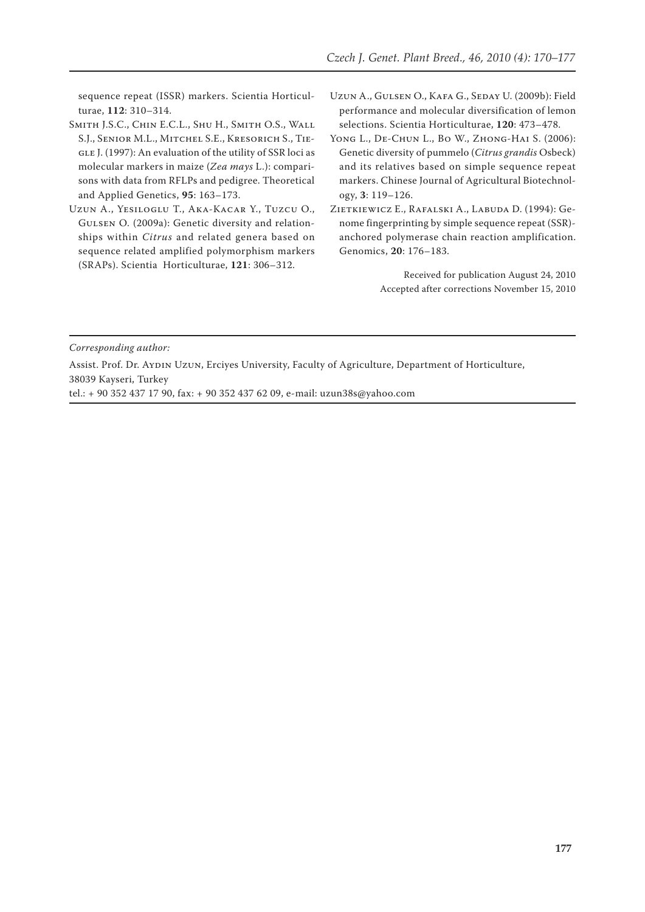sequence repeat (ISSR) markers. Scientia Horticulturae, **112**: 310–314.

Smith J.S.C., Chin E.C.L., Shu H., Smith O.S., Wall S.J., Senior M.L., Mitchel S.E., Kresorich S., Tiegle J. (1997): An evaluation of the utility of SSR loci as molecular markers in maize (*Zea mays* L.): comparisons with data from RFLPs and pedigree. Theoretical and Applied Genetics, **95**: 163–173.

Uzun A., Yesiloglu T., Aka-Kacar Y., Tuzcu O., Gulsen O. (2009a): Genetic diversity and relationships within *Citrus* and related genera based on sequence related amplified polymorphism markers (SRAPs). Scientia Horticulturae, **121**: 306–312.

Uzun A., Gulsen O., Kafa G., Seday U. (2009b): Field performance and molecular diversification of lemon selections. Scientia Horticulturae, **120**: 473–478.

Yong L., De-Chun L., Bo W., Zhong-Hai S. (2006): Genetic diversity of pummelo (*Citrus grandis* Osbeck) and its relatives based on simple sequence repeat markers. Chinese Journal of Agricultural Biotechnology, **3**: 119–126.

Zietkiewicz E., Rafalski A., Labuda D. (1994): Genome fingerprinting by simple sequence repeat (SSR)-anchored polymerase chain reaction amplification. Genomics, **20**: 176–183.

Received for publication August 24, 2010
Accepted after corrections November 15, 2010

*Corresponding author:*

Assist. Prof. Dr. Aydin Uzun, Erciyes University, Faculty of Agriculture, Department of Horticulture, 38039 Kayseri, Turkey
tel.: + 90 352 437 17 90, fax: + 90 352 437 62 09, e-mail: uzun38s@yahoo.com